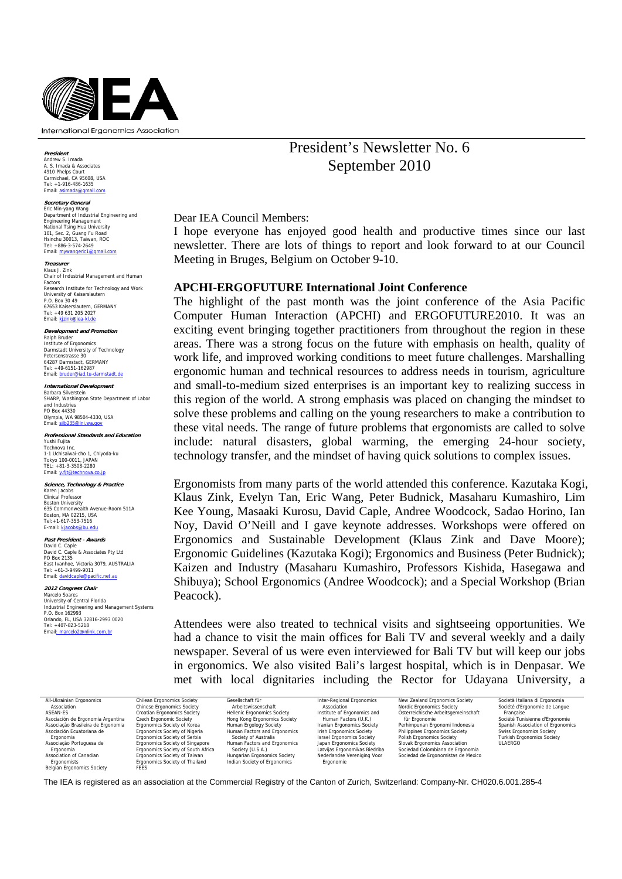International Ergonomics Association

**President**
Andrew S. Imada
A. S. Imada & Associates
4910 Phelps Court
Carmichael, CA 95608, USA
Tel: +1-916-486-1635
Email: asimada@gmail.com

**Secretary General**
Eric Min-yang Wang
Department of Industrial Engineering and Engineering Management
National Tsing Hua University
101, Sec. 2, Guang Fu Road
Hsinchu 30013, Taiwan, ROC
Tel: +886-3-574-2649
Email: mywangeric1@gmail.com

**Treasurer**
Klaus J. Zink
Chair of Industrial Management and Human Factors
Research Institute for Technology and Work
University of Kaiserslautern
P.O. Box 30 49
67653 Kaiserslautern, GERMANY
Tel: +49 631 205 2027
Email: kjzink@iea-kl.de

**Development and Promotion**
Ralph Bruder
Institute of Ergonomics
Darmstadt University of Technology
Petersenstrasse 30
64287 Darmstadt, GERMANY
Tel: +49-6151-162987
Email: bruder@iad.tu-darmstadt.de

**International Development**
Barbara Silverstein
SHARP, Washington State Department of Labor and Industries
PO Box 44330
Olympia, WA 98504-4330, USA
Email: silb235@lni.wa.gov

**Professional Standards and Education**
Yushi Fujita
Technova Inc.
1-1 Uchisaiwai-cho 1, Chiyoda-ku
Tokyo 100-0011, JAPAN
TEL: +81-3-3508-2280
Email: y.fjt@technova.co.jp

**Science, Technology & Practice**
Karen Jacobs
Clinical Professor
Boston University
635 Commonwealth Avenue-Room 511A
Boston, MA 02215, USA
Tel:+1-617-353-7516
E-mail: kjacobs@bu.edu

**Past President - Awards**
David C. Caple
David C. Caple & Associates Pty Ltd
PO Box 2135
East Ivanhoe, Victoria 3079, AUSTRALIA
Tel: +61-3-9499-9011
Email: davidcaple@pacific.net.au

**2012 Congress Chair**
Marcelo Soares
University of Central Florida
Industrial Engineering and Management Systems
P.O. Box 162993
Orlando, FL, USA 32816-2993 0020
Tel: +407-823-5218
Email: marcelo2@nlink.com.br

# President's Newsletter No. 6
## September 2010

Dear IEA Council Members:

I hope everyone has enjoyed good health and productive times since our last newsletter. There are lots of things to report and look forward to at our Council Meeting in Bruges, Belgium on October 9-10.

## APCHI-ERGOFUTURE International Joint Conference

The highlight of the past month was the joint conference of the Asia Pacific Computer Human Interaction (APCHI) and ERGOFUTURE2010. It was an exciting event bringing together practitioners from throughout the region in these areas. There was a strong focus on the future with emphasis on health, quality of work life, and improved working conditions to meet future challenges. Marshalling ergonomic human and technical resources to address needs in tourism, agriculture and small-to-medium sized enterprises is an important key to realizing success in this region of the world. A strong emphasis was placed on changing the mindset to solve these problems and calling on the young researchers to make a contribution to these vital needs. The range of future problems that ergonomists are called to solve include: natural disasters, global warming, the emerging 24-hour society, technology transfer, and the mindset of having quick solutions to complex issues.

Ergonomists from many parts of the world attended this conference. Kazutaka Kogi, Klaus Zink, Evelyn Tan, Eric Wang, Peter Budnick, Masaharu Kumashiro, Lim Kee Young, Masaaki Kurosu, David Caple, Andree Woodcock, Sadao Horino, Ian Noy, David O'Neill and I gave keynote addresses. Workshops were offered on Ergonomics and Sustainable Development (Klaus Zink and Dave Moore); Ergonomic Guidelines (Kazutaka Kogi); Ergonomics and Business (Peter Budnick); Kaizen and Industry (Masaharu Kumashiro, Professors Kishida, Hasegawa and Shibuya); School Ergonomics (Andree Woodcock); and a Special Workshop (Brian Peacock).

Attendees were also treated to technical visits and sightseeing opportunities. We had a chance to visit the main offices for Bali TV and several weekly and a daily newspaper. Several of us were even interviewed for Bali TV but will keep our jobs in ergonomics. We also visited Bali's largest hospital, which is in Denpasar. We met with local dignitaries including the Rector for Udayana University, a

All-Ukrainian Ergonomics Association
ASEAN-ES
Asociación de Ergonomía Argentina
Associação Brasileira de Ergonomia
Asociación Ecuatoriana de Ergonomía
Associação Portuguesa de Ergonomia
Association of Canadian Ergonomists
Belgian Ergonomics Society
Chilean Ergonomics Society
Chinese Ergonomics Society
Croatian Ergonomics Society
Czech Ergonomic Society
Ergonomics Society of Korea
Ergonomics Society of Nigeria
Ergonomics Society of Serbia
Ergonomics Society of Singapore
Ergonomics Society of South Africa
Ergonomics Society of Taiwan
Ergonomics Society of Thailand
FEES
Gesellschaft für Arbeitswissenschaft
Hellenic Ergonomics Society
Hong Kong Ergonomics Society
Human Ergology Society
Human Factors and Ergonomics Society of Australia
Human Factors and Ergonomics Society (U.S.A.)
Hungarian Ergonomics Society
Indian Society of Ergonomics
Inter-Regional Ergonomics Association
Institute of Ergonomics and Human Factors (U.K.)
Iranian Ergonomics Society
Irish Ergonomics Society
Israel Ergonomics Society
Japan Ergonomics Society
Latvijas Ergonomikas Biedriba
Nederlandse Vereniging Voor Ergonomie
New Zealand Ergonomics Society
Nordic Ergonomics Society
Österreichische Arbeitsgemeinschaft für Ergonomie
Perhimpunan Ergonomi Indonesia
Philippines Ergonomics Society
Polish Ergonomics Society
Slovak Ergonomics Association
Sociedad Colombiana de Ergonomia
Sociedad de Ergonomistas de Mexico
Società Italiana di Ergonomia
Société d'Ergonomie de Langue Française
Société Tunisienne d'Ergonomie
Spanish Association of Ergonomics
Swiss Ergonomics Society
Turkish Ergonomics Society
ULAERGO

The IEA is registered as an association at the Commercial Registry of the Canton of Zurich, Switzerland: Company-Nr. CH020.6.001.285-4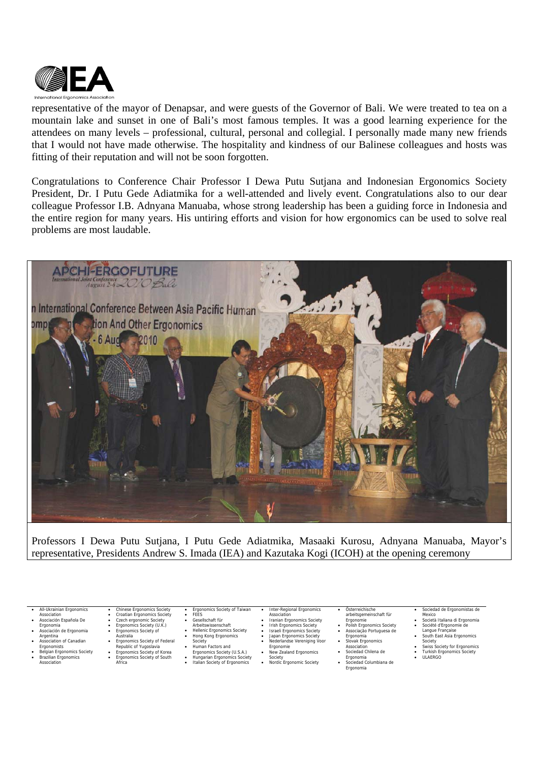representative of the mayor of Denapsar, and were guests of the Governor of Bali. We were treated to tea on a mountain lake and sunset in one of Bali's most famous temples. It was a good learning experience for the attendees on many levels – professional, cultural, personal and collegial. I personally made many new friends that I would not have made otherwise. The hospitality and kindness of our Balinese colleagues and hosts was fitting of their reputation and will not be soon forgotten.

Congratulations to Conference Chair Professor I Dewa Putu Sutjana and Indonesian Ergonomics Society President, Dr. I Putu Gede Adiatmika for a well-attended and lively event. Congratulations also to our dear colleague Professor I.B. Adnyana Manuaba, whose strong leadership has been a guiding force in Indonesia and the entire region for many years. His untiring efforts and vision for how ergonomics can be used to solve real problems are most laudable.

Professors I Dewa Putu Sutjana, I Putu Gede Adiatmika, Masaaki Kurosu, Adnyana Manuaba, Mayor's representative, Presidents Andrew S. Imada (IEA) and Kazutaka Kogi (ICOH) at the opening ceremony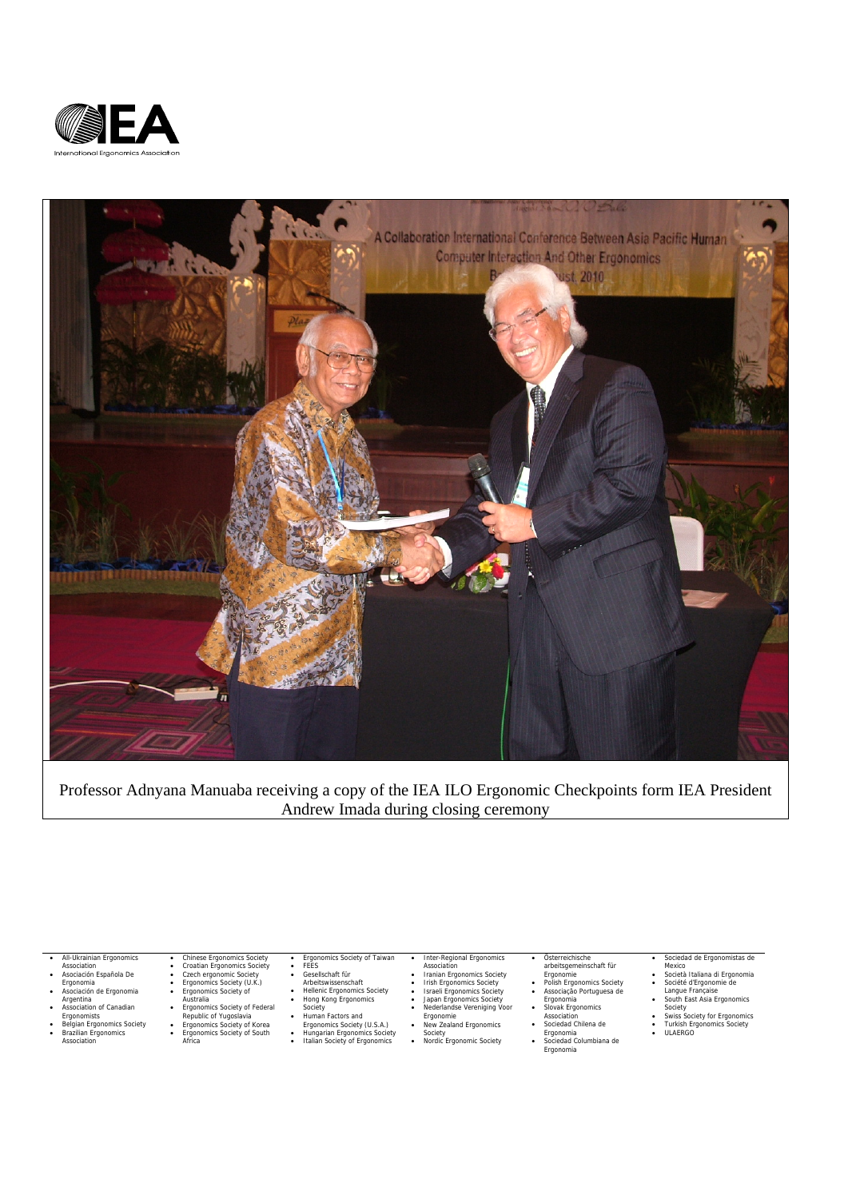Professor Adnyana Manuaba receiving a copy of the IEA ILO Ergonomic Checkpoints form IEA President Andrew Imada during closing ceremony

- All-Ukrainian Ergonomics Association
- Asociación Española De Ergonomia
- Asociación de Ergonomia Argentina
- Association of Canadian Ergonomists
- Belgian Ergonomics Society
- Brazilian Ergonomics Association
- Chinese Ergonomics Society
- Croatian Ergonomics Society
- Czech ergonomic Society
- Ergonomics Society (U.K.)
- Ergonomics Society of Australia
- Ergonomics Society of Federal Republic of Yugoslavia
- Ergonomics Society of Korea
- Ergonomics Society of South Africa
- Ergonomics Society of Taiwan
- FEES
- Gesellschaft für Arbeitswissenschaft
- Hellenic Ergonomics Society
- Hong Kong Ergonomics Society
- Human Factors and Ergonomics Society (U.S.A.)
- Hungarian Ergonomics Society
- Italian Society of Ergonomics
- Inter-Regional Ergonomics Association
- Iranian Ergonomics Society
- Irish Ergonomics Society
- Israeli Ergonomics Society
- Japan Ergonomics Society
- Nederlandse Vereniging Voor Ergonomie
- New Zealand Ergonomics Society
- Nordic Ergonomic Society
- Österreichische arbeitsgemeinschaft für Ergonomie
- Polish Ergonomics Society
- Associação Portuguesa de Ergonomia
- Slovak Ergonomics Association
- Sociedad Chilena de Ergonomia
- Sociedad Columbiana de Ergonomia
- Sociedad de Ergonomistas de Mexico
- Società Italiana di Ergonomia
- Société d'Ergonomie de Langue Française
- South East Asia Ergonomics Society
- Swiss Society for Ergonomics
- Turkish Ergonomics Society
- ULAERGO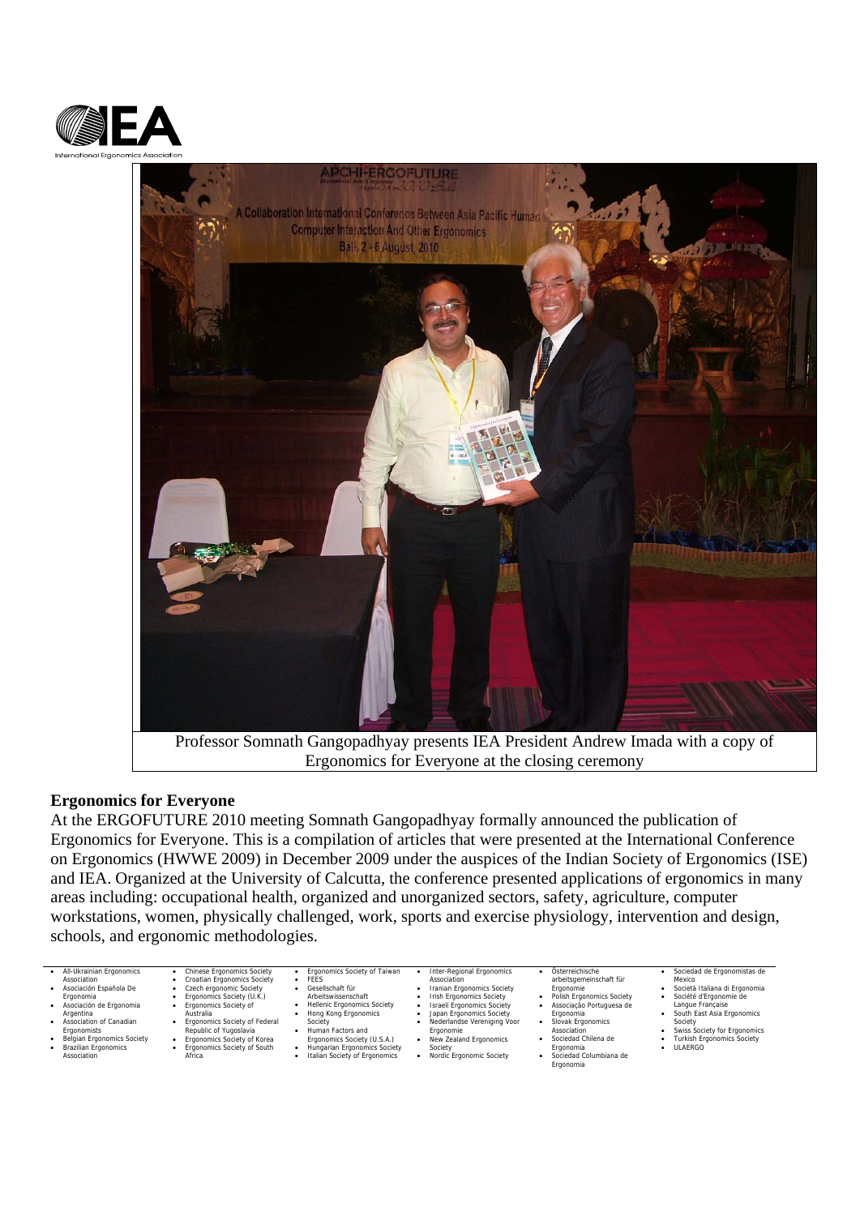Professor Somnath Gangopadhyay presents IEA President Andrew Imada with a copy of Ergonomics for Everyone at the closing ceremony

## Ergonomics for Everyone

At the ERGOFUTURE 2010 meeting Somnath Gangopadhyay formally announced the publication of Ergonomics for Everyone. This is a compilation of articles that were presented at the International Conference on Ergonomics (HWWE 2009) in December 2009 under the auspices of the Indian Society of Ergonomics (ISE) and IEA. Organized at the University of Calcutta, the conference presented applications of ergonomics in many areas including: occupational health, organized and unorganized sectors, safety, agriculture, computer workstations, women, physically challenged, work, sports and exercise physiology, intervention and design, schools, and ergonomic methodologies.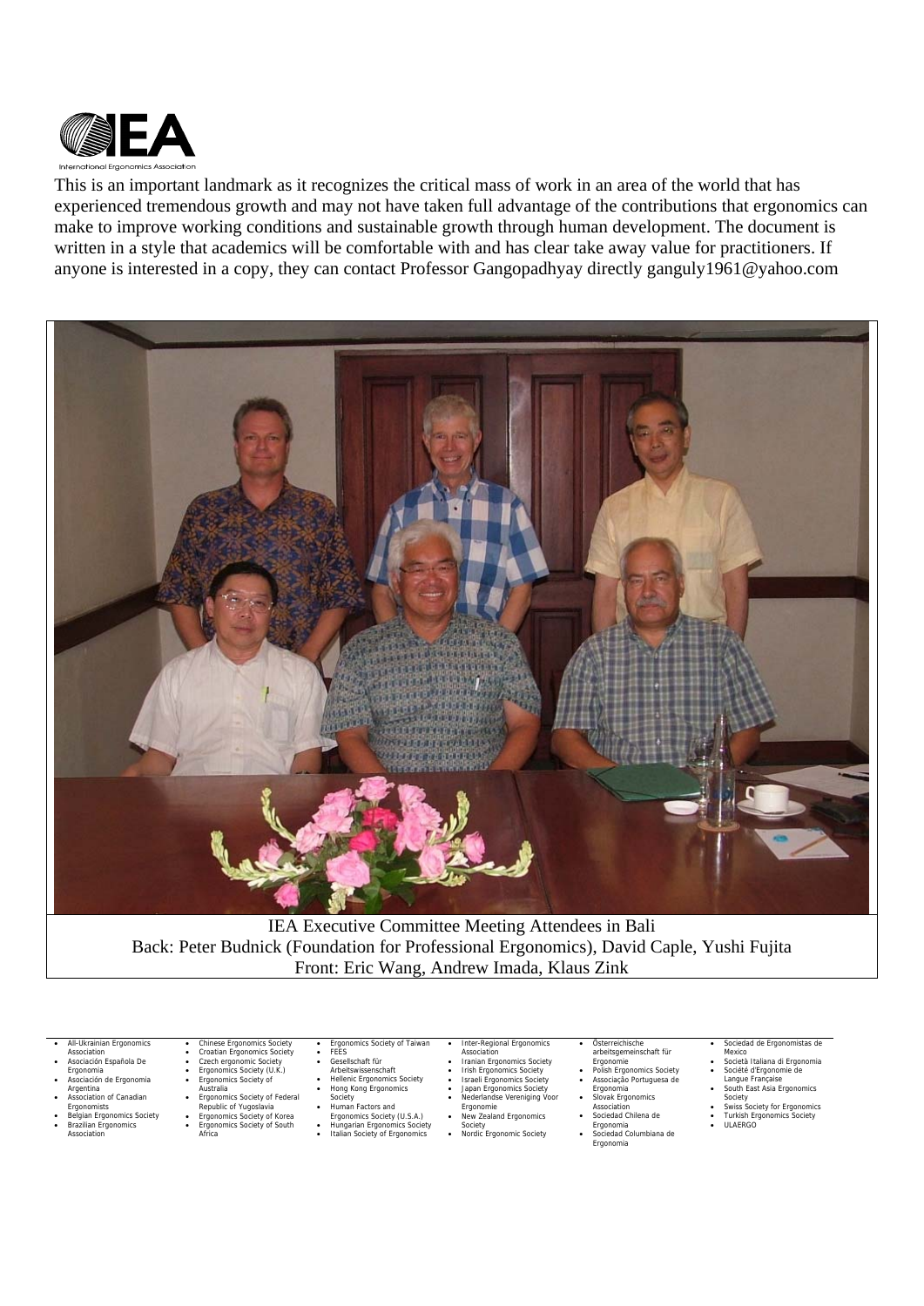This is an important landmark as it recognizes the critical mass of work in an area of the world that has experienced tremendous growth and may not have taken full advantage of the contributions that ergonomics can make to improve working conditions and sustainable growth through human development. The document is written in a style that academics will be comfortable with and has clear take away value for practitioners. If anyone is interested in a copy, they can contact Professor Gangopadhyay directly ganguly1961@yahoo.com

IEA Executive Committee Meeting Attendees in Bali
Back: Peter Budnick (Foundation for Professional Ergonomics), David Caple, Yushi Fujita
Front: Eric Wang, Andrew Imada, Klaus Zink

- All-Ukrainian Ergonomics Association
- Asociación Española De Ergonomia
- Asociación de Ergonomia Argentina
- Association of Canadian Ergonomists
- Belgian Ergonomics Society
- Brazilian Ergonomics Association
- Chinese Ergonomics Society
- Croatian Ergonomics Society
- Czech ergonomic Society
- Ergonomics Society (U.K.)
- Ergonomics Society of Australia
- Ergonomics Society of Federal Republic of Yugoslavia
- Ergonomics Society of Korea
- Ergonomics Society of South Africa
- Ergonomics Society of Taiwan
- FEES
- Gesellschaft für Arbeitswissenschaft
- Hellenic Ergonomics Society
- Hong Kong Ergonomics Society
- Human Factors and Ergonomics Society (U.S.A.)
- Hungarian Ergonomics Society
- Italian Society of Ergonomics
- Inter-Regional Ergonomics Association
- Iranian Ergonomics Society
- Irish Ergonomics Society
- Israeli Ergonomics Society
- Japan Ergonomics Society
- Nederlandse Vereniging Voor Ergonomie
- New Zealand Ergonomics Society
- Nordic Ergonomic Society
- Österreichische arbeitsgemeinschaft für Ergonomie
- Polish Ergonomics Society
- Associação Portuguesa de Ergonomia
- Slovak Ergonomics Association
- Sociedad Chilena de Ergonomia
- Sociedad Columbiana de Ergonomia
- Sociedad de Ergonomistas de Mexico
- Società Italiana di Ergonomia
- Société d'Ergonomie de Langue Française
- South East Asia Ergonomics Society
- Swiss Society for Ergonomics
- Turkish Ergonomics Society
- ULAERGO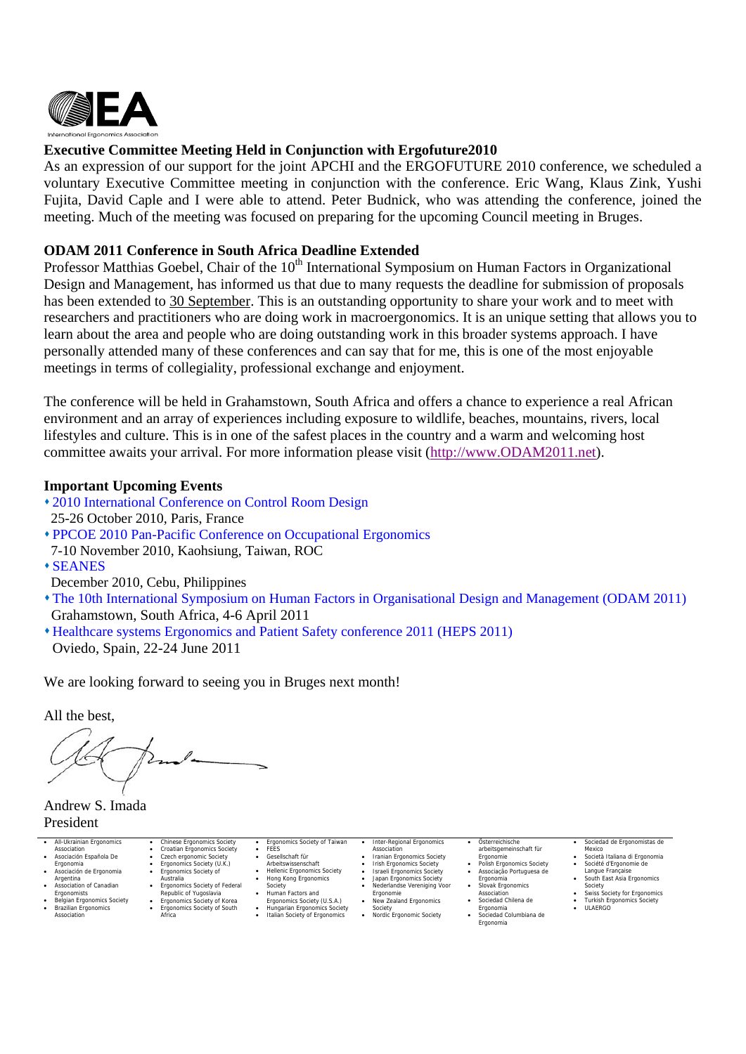### Executive Committee Meeting Held in Conjunction with Ergofuture2010

As an expression of our support for the joint APCHI and the ERGOFUTURE 2010 conference, we scheduled a voluntary Executive Committee meeting in conjunction with the conference. Eric Wang, Klaus Zink, Yushi Fujita, David Caple and I were able to attend. Peter Budnick, who was attending the conference, joined the meeting. Much of the meeting was focused on preparing for the upcoming Council meeting in Bruges.

### ODAM 2011 Conference in South Africa Deadline Extended

Professor Matthias Goebel, Chair of the 10th International Symposium on Human Factors in Organizational Design and Management, has informed us that due to many requests the deadline for submission of proposals has been extended to 30 September. This is an outstanding opportunity to share your work and to meet with researchers and practitioners who are doing work in macroergonomics. It is an unique setting that allows you to learn about the area and people who are doing outstanding work in this broader systems approach. I have personally attended many of these conferences and can say that for me, this is one of the most enjoyable meetings in terms of collegiality, professional exchange and enjoyment.

The conference will be held in Grahamstown, South Africa and offers a chance to experience a real African environment and an array of experiences including exposure to wildlife, beaches, mountains, rivers, local lifestyles and culture. This is in one of the safest places in the country and a warm and welcoming host committee awaits your arrival. For more information please visit (http://www.ODAM2011.net).

### Important Upcoming Events

- 2010 International Conference on Control Room Design
  25-26 October 2010, Paris, France
- PPCOE 2010 Pan-Pacific Conference on Occupational Ergonomics
  7-10 November 2010, Kaohsiung, Taiwan, ROC
- SEANES
  December 2010, Cebu, Philippines
- The 10th International Symposium on Human Factors in Organisational Design and Management (ODAM 2011)
  Grahamstown, South Africa, 4-6 April 2011
- Healthcare systems Ergonomics and Patient Safety conference 2011 (HEPS 2011)
  Oviedo, Spain, 22-24 June 2011

We are looking forward to seeing you in Bruges next month!

All the best,

Andrew S. Imada
President

- All-Ukrainian Ergonomics Association
- Asociación Española De Ergonomia
- Asociación de Ergonomia Argentina
- Association of Canadian Ergonomists
- Belgian Ergonomics Society
- Brazilian Ergonomics Association
- Chinese Ergonomics Society
- Croatian Ergonomics Society
- Czech ergonomic Society
- Ergonomics Society (U.K.)
- Ergonomics Society of Australia
- Ergonomics Society of Federal Republic of Yugoslavia
- Ergonomics Society of Korea
- Ergonomics Society of South Africa
- Ergonomics Society of Taiwan
- FEES
- Gesellschaft für Arbeitswissenschaft
- Hellenic Ergonomics Society
- Hong Kong Ergonomics Society
- Human Factors and Ergonomics Society (U.S.A.)
- Hungarian Ergonomics Society
- Italian Society of Ergonomics
- Inter-Regional Ergonomics Association
- Iranian Ergonomics Society
- Irish Ergonomics Society
- Israeli Ergonomics Society
- Japan Ergonomics Society
- Nederlandse Vereniging Voor Ergonomie
- New Zealand Ergonomics Society
- Nordic Ergonomic Society
- Österreichische arbeitsgemeinschaft für Ergonomie
- Polish Ergonomics Society
- Associação Portuguesa de Ergonomia
- Slovak Ergonomics Association
- Sociedad Chilena de Ergonomia
- Sociedad Columbiana de Ergonomia
- Sociedad de Ergonomistas de Mexico
- Società Italiana di Ergonomia
- Société d'Ergonomie de Langue Française
- South East Asia Ergonomics Society
- Swiss Society for Ergonomics
- Turkish Ergonomics Society
- ULAERGO